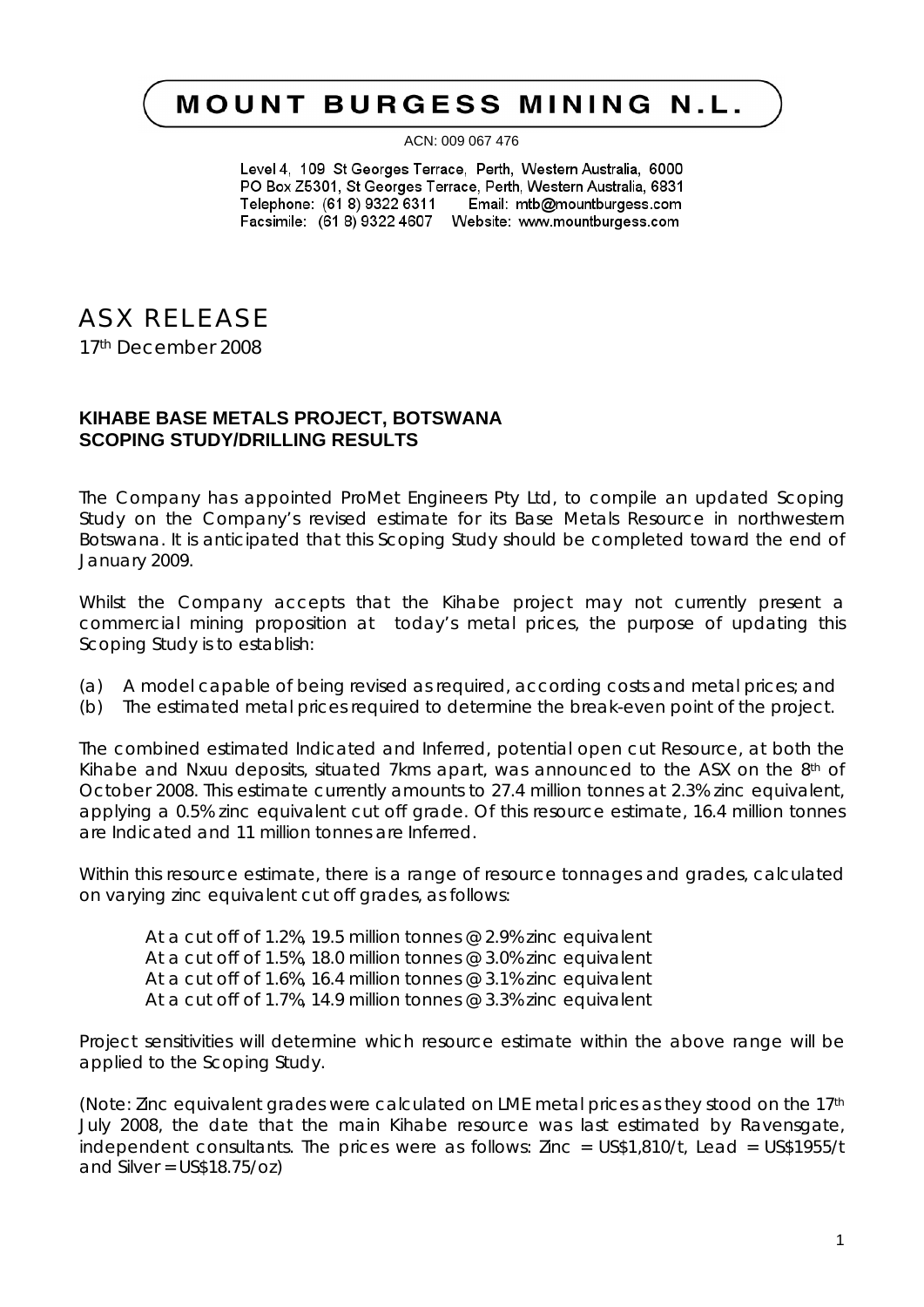# MOUNT BURGESS MINING N.L.

ACN: 009 067 476

Level 4, 109 St Georges Terrace, Perth, Western Australia, 6000
PO Box Z5301, St Georges Terrace, Perth, Western Australia, 6831
Telephone: (61 8) 9322 6311 Email: mtb@mountburgess.com
Facsimile: (61 8) 9322 4607 Website: www.mountburgess.com

## ASX RELEASE

17th December 2008

### KIHABE BASE METALS PROJECT, BOTSWANA
### SCOPING STUDY/DRILLING RESULTS

The Company has appointed ProMet Engineers Pty Ltd, to compile an updated Scoping Study on the Company's revised estimate for its Base Metals Resource in northwestern Botswana. It is anticipated that this Scoping Study should be completed toward the end of January 2009.

Whilst the Company accepts that the Kihabe project may not currently present a commercial mining proposition at today's metal prices, the purpose of updating this Scoping Study is to establish:

(a) A model capable of being revised as required, according costs and metal prices; and
(b) The estimated metal prices required to determine the break-even point of the project.

The combined estimated Indicated and Inferred, potential open cut Resource, at both the Kihabe and Nxuu deposits, situated 7kms apart, was announced to the ASX on the 8th of October 2008. This estimate currently amounts to 27.4 million tonnes at 2.3% zinc equivalent, applying a 0.5% zinc equivalent cut off grade. Of this resource estimate, 16.4 million tonnes are Indicated and 11 million tonnes are Inferred.

Within this resource estimate, there is a range of resource tonnages and grades, calculated on varying zinc equivalent cut off grades, as follows:

At a cut off of 1.2%, 19.5 million tonnes @ 2.9% zinc equivalent
At a cut off of 1.5%, 18.0 million tonnes @ 3.0% zinc equivalent
At a cut off of 1.6%, 16.4 million tonnes @ 3.1% zinc equivalent
At a cut off of 1.7%, 14.9 million tonnes @ 3.3% zinc equivalent

Project sensitivities will determine which resource estimate within the above range will be applied to the Scoping Study.

(Note: Zinc equivalent grades were calculated on LME metal prices as they stood on the 17th July 2008, the date that the main Kihabe resource was last estimated by Ravensgate, independent consultants. The prices were as follows: Zinc = US$1,810/t, Lead = US$1955/t and Silver = US$18.75/oz)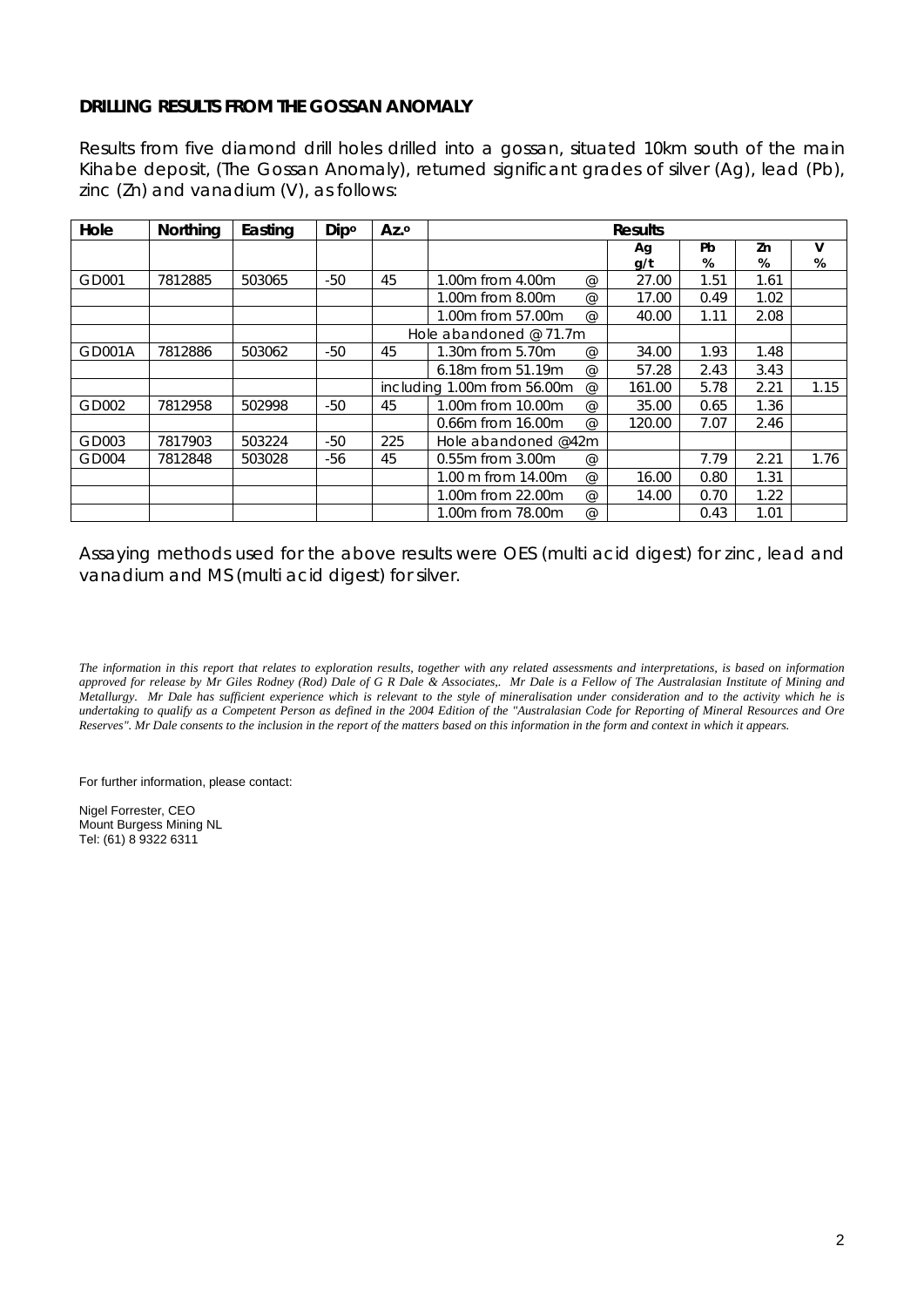**DRILLING RESULTS FROM THE GOSSAN ANOMALY**

Results from five diamond drill holes drilled into a gossan, situated 10km south of the main Kihabe deposit, (The Gossan Anomaly), returned significant grades of silver (Ag), lead (Pb), zinc (Zn) and vanadium (V), as follows:

| Hole | Northing | Easting | Dip° | Az.° | Results | | | | | |
|---|---|---|---|---|---|---|---|---|---|---|
| | | | | | | | Ag g/t | Pb % | Zn % | V % |
| GD001 | 7812885 | 503065 | -50 | 45 | 1.00m from 4.00m | @ | 27.00 | 1.51 | 1.61 | |
| | | | | | 1.00m from 8.00m | @ | 17.00 | 0.49 | 1.02 | |
| | | | | | 1.00m from 57.00m | @ | 40.00 | 1.11 | 2.08 | |
| | | | | Hole abandoned @ 71.7m | | | | | | |
| GD001A | 7812886 | 503062 | -50 | 45 | 1.30m from 5.70m | @ | 34.00 | 1.93 | 1.48 | |
| | | | | | 6.18m from 51.19m | @ | 57.28 | 2.43 | 3.43 | |
| | | | | including 1.00m from 56.00m | | @ | 161.00 | 5.78 | 2.21 | 1.15 |
| GD002 | 7812958 | 502998 | -50 | 45 | 1.00m from 10.00m | @ | 35.00 | 0.65 | 1.36 | |
| | | | | | 0.66m from 16.00m | @ | 120.00 | 7.07 | 2.46 | |
| GD003 | 7817903 | 503224 | -50 | 225 | Hole abandoned @42m | | | | | |
| GD004 | 7812848 | 503028 | -56 | 45 | 0.55m from 3.00m | @ | | 7.79 | 2.21 | 1.76 |
| | | | | | 1.00 m from 14.00m | @ | 16.00 | 0.80 | 1.31 | |
| | | | | | 1.00m from 22.00m | @ | 14.00 | 0.70 | 1.22 | |
| | | | | | 1.00m from 78.00m | @ | | 0.43 | 1.01 | |

Assaying methods used for the above results were OES (multi acid digest) for zinc, lead and vanadium and MS (multi acid digest) for silver.

*The information in this report that relates to exploration results, together with any related assessments and interpretations, is based on information approved for release by Mr Giles Rodney (Rod) Dale of G R Dale & Associates,. Mr Dale is a Fellow of The Australasian Institute of Mining and Metallurgy. Mr Dale has sufficient experience which is relevant to the style of mineralisation under consideration and to the activity which he is undertaking to qualify as a Competent Person as defined in the 2004 Edition of the "Australasian Code for Reporting of Mineral Resources and Ore Reserves". Mr Dale consents to the inclusion in the report of the matters based on this information in the form and context in which it appears.*

For further information, please contact:

Nigel Forrester, CEO
Mount Burgess Mining NL
Tel: (61) 8 9322 6311